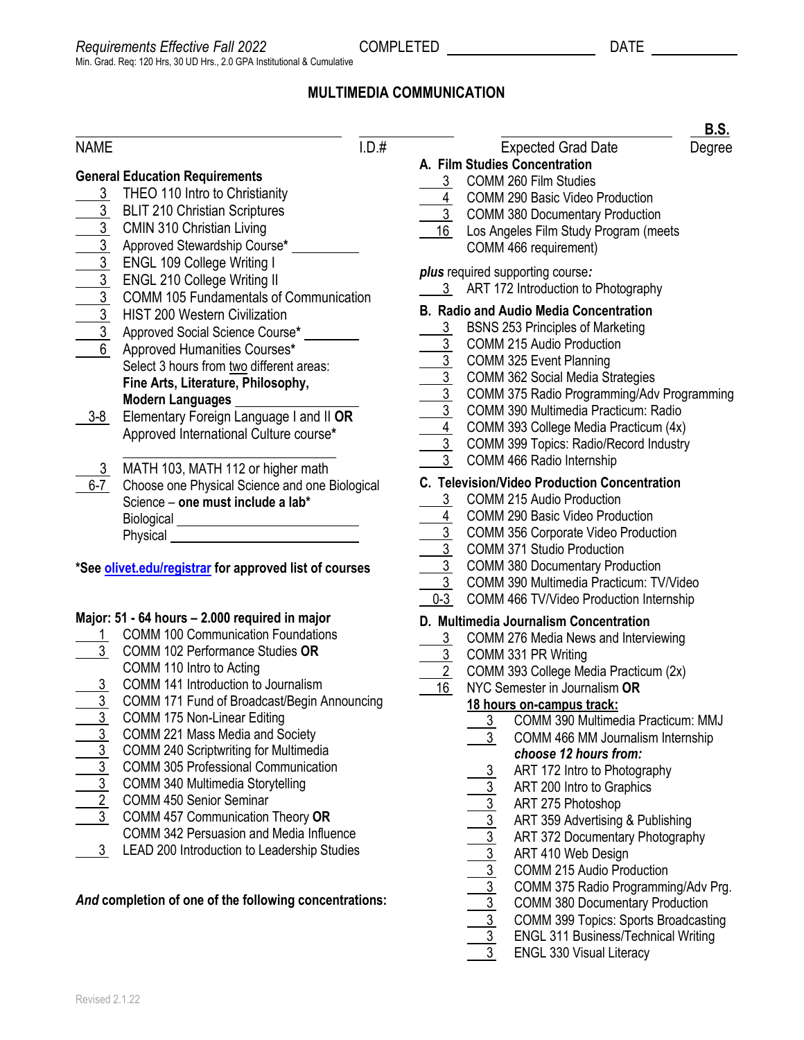*Requirements Effective Fall 2022* COMPLETED ____________ DATE ________

Min. Grad. Req: 120 Hrs, 30 UD Hrs., 2.0 GPA Institutional & Cumulative

## MULTIMEDIA COMMUNICATION

NAME ____________ I.D.# ________ Expected Grad Date ________ **B.S.** Degree

### General Education Requirements

- 3 THEO 110 Intro to Christianity
- 3 BLIT 210 Christian Scriptures
- 3 CMIN 310 Christian Living
- 3 Approved Stewardship Course* ________
- 3 ENGL 109 College Writing I
- 3 ENGL 210 College Writing II
- 3 COMM 105 Fundamentals of Communication
- 3 HIST 200 Western Civilization
- 3 Approved Social Science Course* ________
- 6 Approved Humanities Courses*
  Select 3 hours from two different areas:
  **Fine Arts, Literature, Philosophy, Modern Languages** ________
- 3-8 Elementary Foreign Language I and II **OR** Approved International Culture course* ________
- 3 MATH 103, MATH 112 or higher math
- 6-7 Choose one Physical Science and one Biological Science – **one must include a lab***
  Biological ________
  Physical ________

**\*See olivet.edu/registrar for approved list of courses**

### Major: 51 - 64 hours – 2.000 required in major

- 1 COMM 100 Communication Foundations
- 3 COMM 102 Performance Studies **OR** COMM 110 Intro to Acting
- 3 COMM 141 Introduction to Journalism
- 3 COMM 171 Fund of Broadcast/Begin Announcing
- 3 COMM 175 Non-Linear Editing
- 3 COMM 221 Mass Media and Society
- 3 COMM 240 Scriptwriting for Multimedia
- 3 COMM 305 Professional Communication
- 3 COMM 340 Multimedia Storytelling
- 2 COMM 450 Senior Seminar
- 3 COMM 457 Communication Theory **OR** COMM 342 Persuasion and Media Influence
- 3 LEAD 200 Introduction to Leadership Studies

***And*** **completion of one of the following concentrations:**

### A. Film Studies Concentration

- 3 COMM 260 Film Studies
- 4 COMM 290 Basic Video Production
- 3 COMM 380 Documentary Production
- 16 Los Angeles Film Study Program (meets COMM 466 requirement)

***plus*** required supporting course***:***

- 3 ART 172 Introduction to Photography

### B. Radio and Audio Media Concentration

- 3 BSNS 253 Principles of Marketing
- 3 COMM 215 Audio Production
- 3 COMM 325 Event Planning
- 3 COMM 362 Social Media Strategies
- 3 COMM 375 Radio Programming/Adv Programming
- 3 COMM 390 Multimedia Practicum: Radio
- 4 COMM 393 College Media Practicum (4x)
- 3 COMM 399 Topics: Radio/Record Industry
- 3 COMM 466 Radio Internship

### C. Television/Video Production Concentration

- 3 COMM 215 Audio Production
- 4 COMM 290 Basic Video Production
- 3 COMM 356 Corporate Video Production
- 3 COMM 371 Studio Production
- 3 COMM 380 Documentary Production
- 3 COMM 390 Multimedia Practicum: TV/Video
- 0-3 COMM 466 TV/Video Production Internship

### D. Multimedia Journalism Concentration

- 3 COMM 276 Media News and Interviewing
- 3 COMM 331 PR Writing
- 2 COMM 393 College Media Practicum (2x)
- 16 NYC Semester in Journalism **OR**

  **18 hours on-campus track:**
  - 3 COMM 390 Multimedia Practicum: MMJ
  - 3 COMM 466 MM Journalism Internship

  ***choose 12 hours from:***
  - 3 ART 172 Intro to Photography
  - 3 ART 200 Intro to Graphics
  - 3 ART 275 Photoshop
  - 3 ART 359 Advertising & Publishing
  - 3 ART 372 Documentary Photography
  - 3 ART 410 Web Design
  - 3 COMM 215 Audio Production
  - 3 COMM 375 Radio Programming/Adv Prg.
  - 3 COMM 380 Documentary Production
  - 3 COMM 399 Topics: Sports Broadcasting
  - 3 ENGL 311 Business/Technical Writing
  - 3 ENGL 330 Visual Literacy

Revised 2.1.22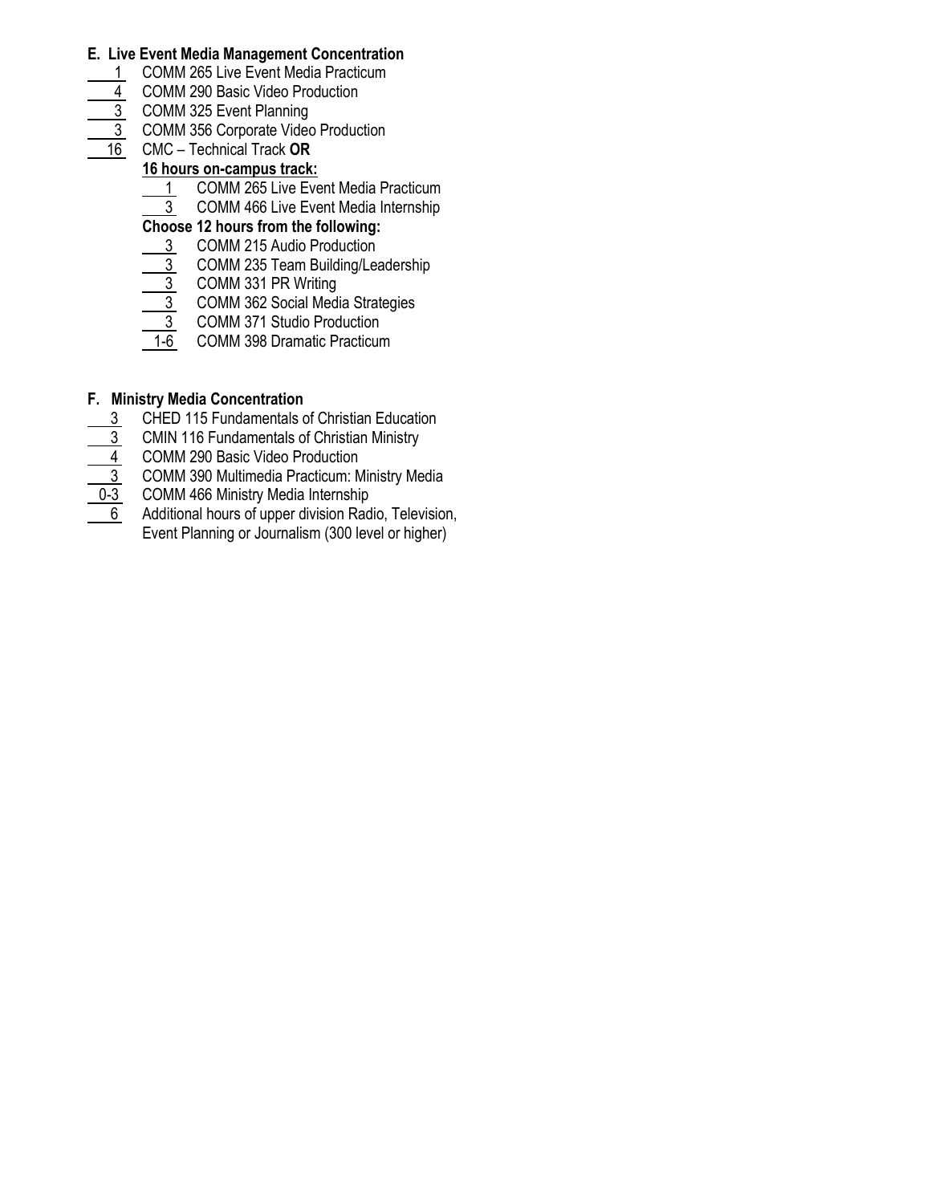**E. Live Event Media Management Concentration**

- 1 COMM 265 Live Event Media Practicum
- 4 COMM 290 Basic Video Production
- 3 COMM 325 Event Planning
- 3 COMM 356 Corporate Video Production
- 16 CMC – Technical Track **OR**

  **16 hours on-campus track:**

  - 1 COMM 265 Live Event Media Practicum
  - 3 COMM 466 Live Event Media Internship

  **Choose 12 hours from the following:**

  - 3 COMM 215 Audio Production
  - 3 COMM 235 Team Building/Leadership
  - 3 COMM 331 PR Writing
  - 3 COMM 362 Social Media Strategies
  - 3 COMM 371 Studio Production
  - 1-6 COMM 398 Dramatic Practicum

**F. Ministry Media Concentration**

- 3 CHED 115 Fundamentals of Christian Education
- 3 CMIN 116 Fundamentals of Christian Ministry
- 4 COMM 290 Basic Video Production
- 3 COMM 390 Multimedia Practicum: Ministry Media
- 0-3 COMM 466 Ministry Media Internship
- 6 Additional hours of upper division Radio, Television, Event Planning or Journalism (300 level or higher)